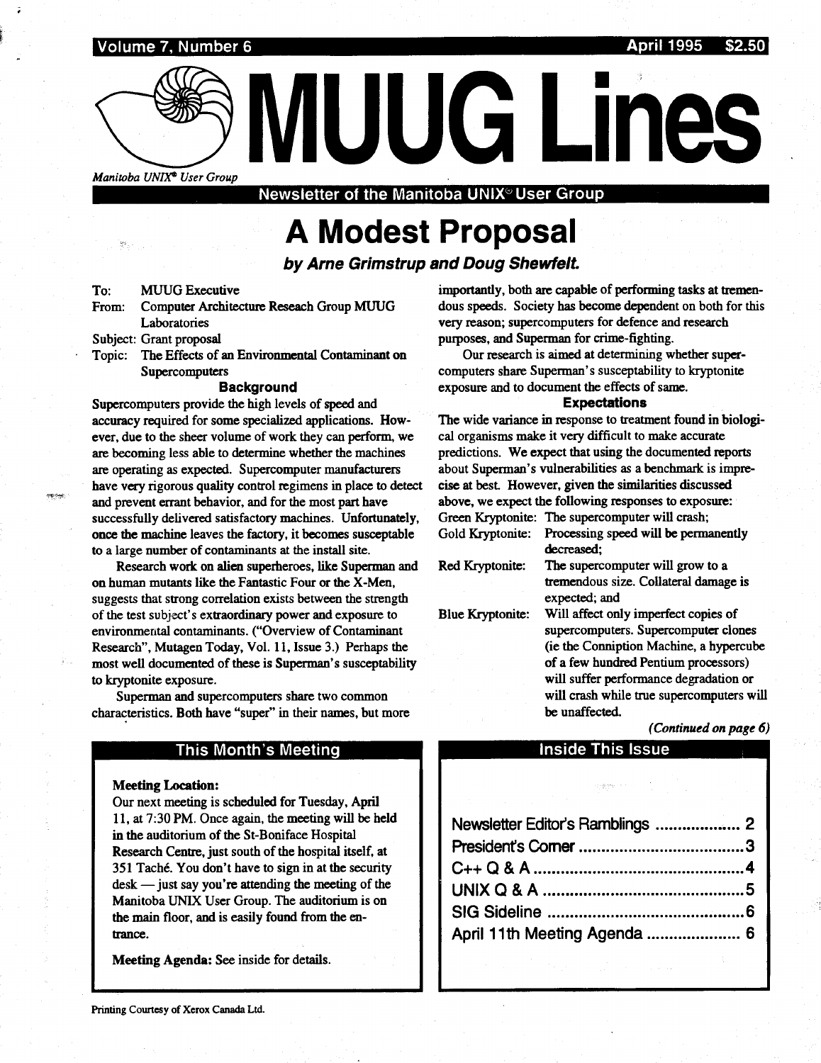Volume 7, Number 6 — April 1995 — $2.50

# MUUG Lines

*Manitoba UNIX® User Group*

**Newsletter of the Manitoba UNIX® User Group**

# A Modest Proposal

***by Arne Grimstrup and Doug Shewfelt.***

To: MUUG Executive
From: Computer Architecture Reseach Group MUUG Laboratories
Subject: Grant proposal
Topic: The Effects of an Environmental Contaminant on Supercomputers

### Background

Supercomputers provide the high levels of speed and accuracy required for some specialized applications. However, due to the sheer volume of work they can perform, we are becoming less able to determine whether the machines are operating as expected. Supercomputer manufacturers have very rigorous quality control regimens in place to detect and prevent errant behavior, and for the most part have successfully delivered satisfactory machines. Unfortunately, once the machine leaves the factory, it becomes susceptable to a large number of contaminants at the install site.

Research work on alien superheroes, like Superman and on human mutants like the Fantastic Four or the X-Men, suggests that strong correlation exists between the strength of the test subject's extraordinary power and exposure to environmental contaminants. ("Overview of Contaminant Research", Mutagen Today, Vol. 11, Issue 3.) Perhaps the most well documented of these is Superman's susceptability to kryptonite exposure.

Superman and supercomputers share two common characteristics. Both have "super" in their names, but more importantly, both are capable of performing tasks at tremendous speeds. Society has become dependent on both for this very reason; supercomputers for defence and research purposes, and Superman for crime-fighting.

Our research is aimed at determining whether supercomputers share Superman's susceptability to kryptonite exposure and to document the effects of same.

### Expectations

The wide variance in response to treatment found in biological organisms make it very difficult to make accurate predictions. We expect that using the documented reports about Superman's vulnerabilities as a benchmark is imprecise at best. However, given the similarities discussed above, we expect the following responses to exposure:

- Green Kryptonite: The supercomputer will crash;
- Gold Kryptonite: Processing speed will be permanently decreased;
- Red Kryptonite: The supercomputer will grow to a tremendous size. Collateral damage is expected; and
- Blue Kryptonite: Will affect only imperfect copies of supercomputers. Supercomputer clones (ie the Conniption Machine, a hypercube of a few hundred Pentium processors) will suffer performance degradation or will crash while true supercomputers will be unaffected.

***(Continued on page 6)***

## This Month's Meeting

**Meeting Location:**
Our next meeting is scheduled for Tuesday, April 11, at 7:30 PM. Once again, the meeting will be held in the auditorium of the St-Boniface Hospital Research Centre, just south of the hospital itself, at 351 Taché. You don't have to sign in at the security desk — just say you're attending the meeting of the Manitoba UNIX User Group. The auditorium is on the main floor, and is easily found from the entrance.

**Meeting Agenda:** See inside for details.

## Inside This Issue

- Newsletter Editor's Ramblings .................... 2
- President's Corner .................................... 3
- C++ Q & A ............................................... 4
- UNIX Q & A ............................................. 5
- SIG Sideline ............................................ 6
- April 11th Meeting Agenda ..................... 6

Printing Courtesy of Xerox Canada Ltd.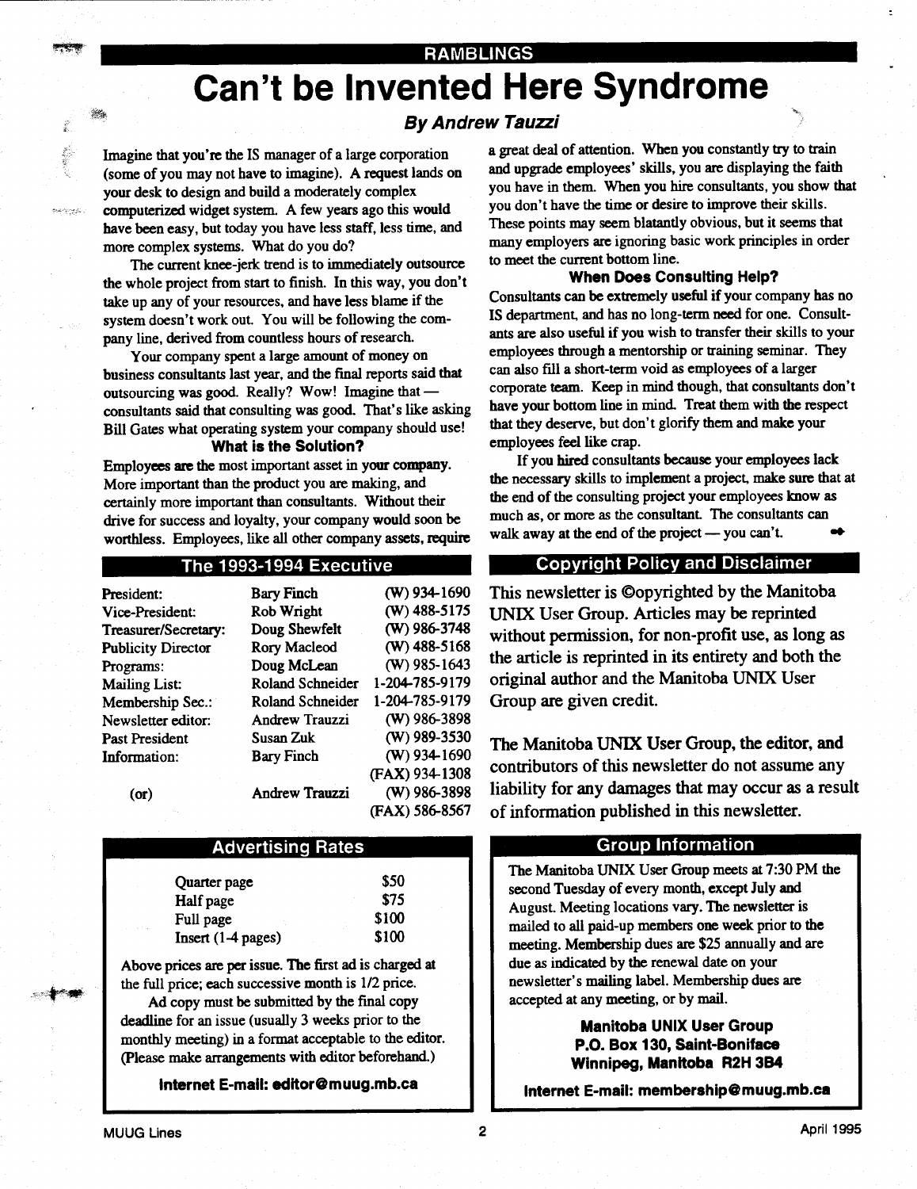RAMBLINGS

# Can't be Invented Here Syndrome

***By Andrew Tauzzi***

Imagine that you're the IS manager of a large corporation (some of you may not have to imagine). A request lands on your desk to design and build a moderately complex computerized widget system. A few years ago this would have been easy, but today you have less staff, less time, and more complex systems. What do you do?

The current knee-jerk trend is to immediately outsource the whole project from start to finish. In this way, you don't take up any of your resources, and have less blame if the system doesn't work out. You will be following the company line, derived from countless hours of research.

Your company spent a large amount of money on business consultants last year, and the final reports said that outsourcing was good. Really? Wow! Imagine that — consultants said that consulting was good. That's like asking Bill Gates what operating system your company should use!

### What is the Solution?

Employees are the most important asset in your company. More important than the product you are making, and certainly more important than consultants. Without their drive for success and loyalty, your company would soon be worthless. Employees, like all other company assets, require a great deal of attention. When you constantly try to train and upgrade employees' skills, you are displaying the faith you have in them. When you hire consultants, you show that you don't have the time or desire to improve their skills. These points may seem blatantly obvious, but it seems that many employers are ignoring basic work principles in order to meet the current bottom line.

### When Does Consulting Help?

Consultants can be extremely useful if your company has no IS department, and has no long-term need for one. Consultants are also useful if you wish to transfer their skills to your employees through a mentorship or training seminar. They can also fill a short-term void as employees of a larger corporate team. Keep in mind though, that consultants don't have your bottom line in mind. Treat them with the respect that they deserve, but don't glorify them and make your employees feel like crap.

If you hired consultants because your employees lack the necessary skills to implement a project, make sure that at the end of the consulting project your employees know as much as, or more as the consultant. The consultants can walk away at the end of the project — you can't.

## The 1993-1994 Executive

| | | |
|---|---|---|
| President: | Bary Finch | (W) 934-1690 |
| Vice-President: | Rob Wright | (W) 488-5175 |
| Treasurer/Secretary: | Doug Shewfelt | (W) 986-3748 |
| Publicity Director | Rory Macleod | (W) 488-5168 |
| Programs: | Doug McLean | (W) 985-1643 |
| Mailing List: | Roland Schneider | 1-204-785-9179 |
| Membership Sec.: | Roland Schneider | 1-204-785-9179 |
| Newsletter editor: | Andrew Trauzzi | (W) 986-3898 |
| Past President | Susan Zuk | (W) 989-3530 |
| Information: | Bary Finch | (W) 934-1690 |
| | | (FAX) 934-1308 |
| (or) | Andrew Trauzzi | (W) 986-3898 |
| | | (FAX) 586-8567 |

## Copyright Policy and Disclaimer

This newsletter is ©opyrighted by the Manitoba UNIX User Group. Articles may be reprinted without permission, for non-profit use, as long as the article is reprinted in its entirety and both the original author and the Manitoba UNIX User Group are given credit.

The Manitoba UNIX User Group, the editor, and contributors of this newsletter do not assume any liability for any damages that may occur as a result of information published in this newsletter.

## Advertising Rates

| | |
|---|---|
| Quarter page | $50 |
| Half page | $75 |
| Full page | $100 |
| Insert (1-4 pages) | $100 |

Above prices are per issue. The first ad is charged at the full price; each successive month is 1/2 price.

Ad copy must be submitted by the final copy deadline for an issue (usually 3 weeks prior to the monthly meeting) in a format acceptable to the editor. (Please make arrangements with editor beforehand.)

**Internet E-mail: editor@muug.mb.ca**

## Group Information

The Manitoba UNIX User Group meets at 7:30 PM the second Tuesday of every month, except July and August. Meeting locations vary. The newsletter is mailed to all paid-up members one week prior to the meeting. Membership dues are $25 annually and are due as indicated by the renewal date on your newsletter's mailing label. Membership dues are accepted at any meeting, or by mail.

**Manitoba UNIX User Group**
**P.O. Box 130, Saint-Boniface**
**Winnipeg, Manitoba R2H 3B4**

**Internet E-mail: membership@muug.mb.ca**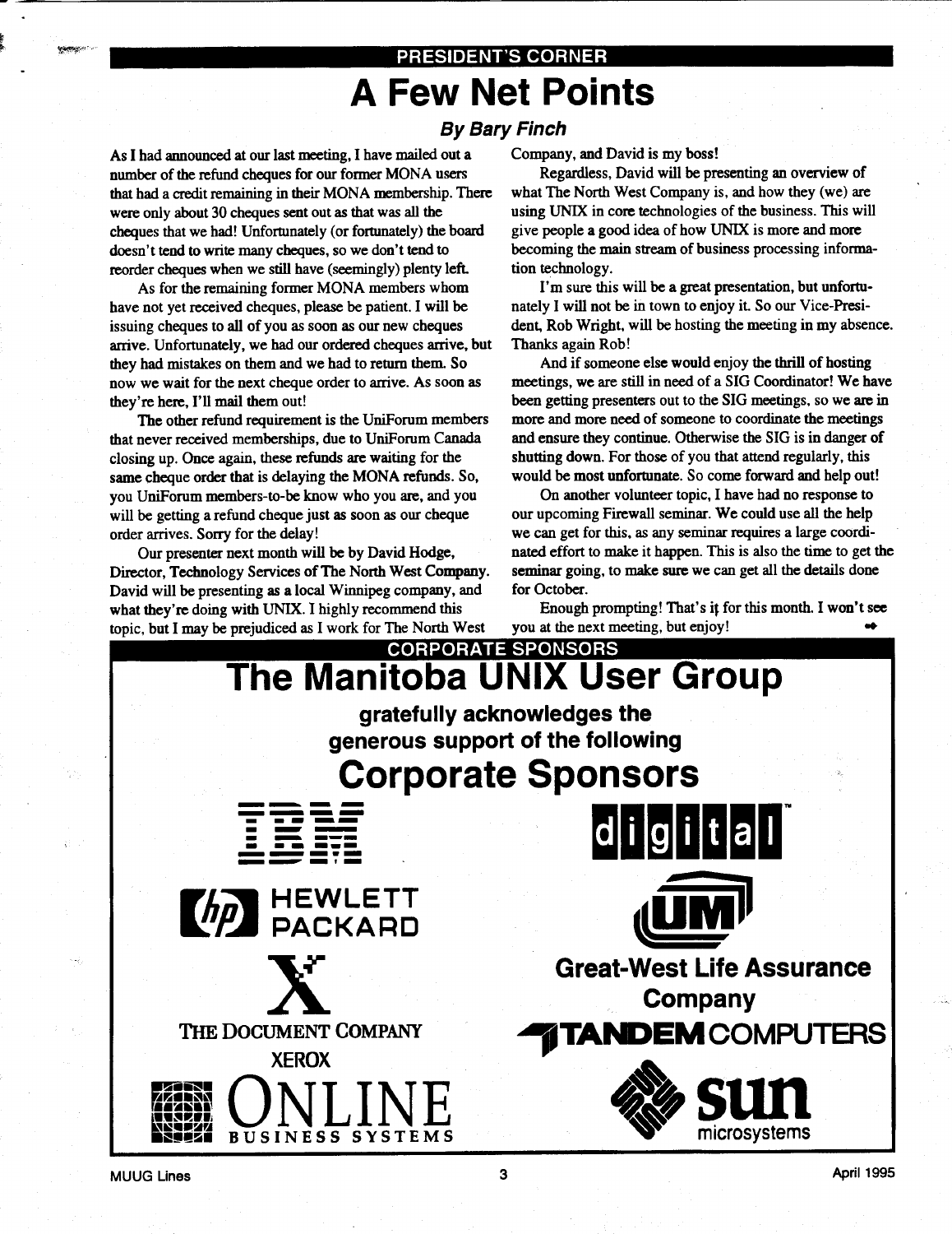PRESIDENT'S CORNER

# A Few Net Points

### *By Bary Finch*

As I had announced at our last meeting, I have mailed out a number of the refund cheques for our former MONA users that had a credit remaining in their MONA membership. There were only about 30 cheques sent out as that was all the cheques that we had! Unfortunately (or fortunately) the board doesn't tend to write many cheques, so we don't tend to reorder cheques when we still have (seemingly) plenty left.

As for the remaining former MONA members whom have not yet received cheques, please be patient. I will be issuing cheques to all of you as soon as our new cheques arrive. Unfortunately, we had our ordered cheques arrive, but they had mistakes on them and we had to return them. So now we wait for the next cheque order to arrive. As soon as they're here, I'll mail them out!

The other refund requirement is the UniForum members that never received memberships, due to UniForum Canada closing up. Once again, these refunds are waiting for the same cheque order that is delaying the MONA refunds. So, you UniForum members-to-be know who you are, and you will be getting a refund cheque just as soon as our cheque order arrives. Sorry for the delay!

Our presenter next month will be by David Hodge, Director, Technology Services of The North West Company. David will be presenting as a local Winnipeg company, and what they're doing with UNIX. I highly recommend this topic, but I may be prejudiced as I work for The North West Company, and David is my boss!

Regardless, David will be presenting an overview of what The North West Company is, and how they (we) are using UNIX in core technologies of the business. This will give people a good idea of how UNIX is more and more becoming the main stream of business processing information technology.

I'm sure this will be a great presentation, but unfortunately I will not be in town to enjoy it. So our Vice-President, Rob Wright, will be hosting the meeting in my absence. Thanks again Rob!

And if someone else would enjoy the thrill of hosting meetings, we are still in need of a SIG Coordinator! We have been getting presenters out to the SIG meetings, so we are in more and more need of someone to coordinate the meetings and ensure they continue. Otherwise the SIG is in danger of shutting down. For those of you that attend regularly, this would be most unfortunate. So come forward and help out!

On another volunteer topic, I have had no response to our upcoming Firewall seminar. We could use all the help we can get for this, as any seminar requires a large coordinated effort to make it happen. This is also the time to get the seminar going, to make sure we can get all the details done for October.

Enough prompting! That's it for this month. I won't see you at the next meeting, but enjoy!

CORPORATE SPONSORS

# The Manitoba UNIX User Group

**gratefully acknowledges the generous support of the following**

# Corporate Sponsors

IBM

digital

HEWLETT PACKARD

UM

THE DOCUMENT COMPANY XEROX

Great-West Life Assurance Company

TANDEM COMPUTERS

ONLINE BUSINESS SYSTEMS

sun microsystems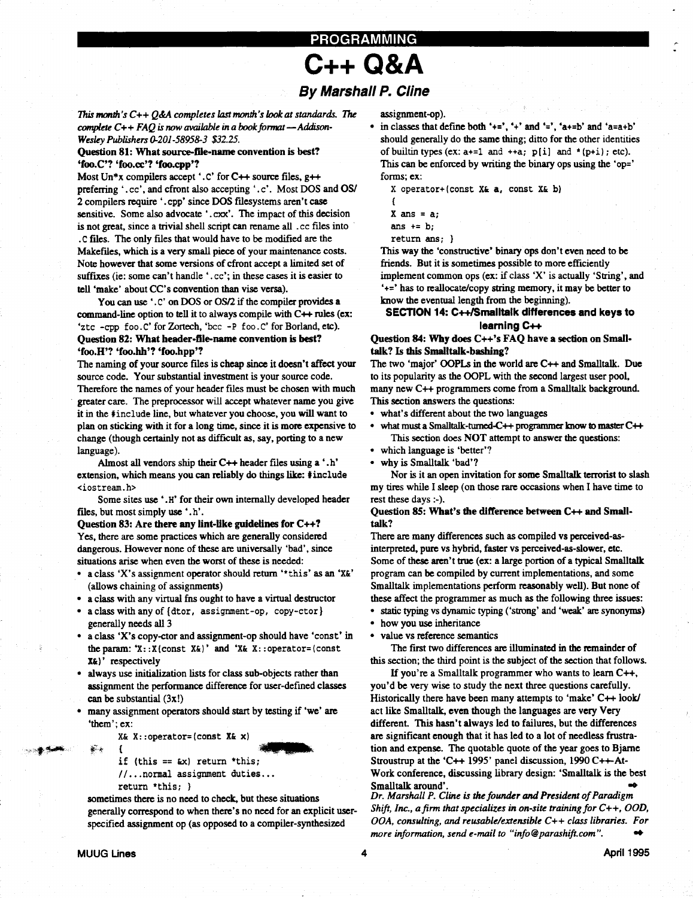PROGRAMMING

# C++ Q&A

## By Marshall P. Cline

*This month's C++ Q&A completes last month's look at standards. The complete C++ FAQ is now available in a book format — Addison-Wesley Publishers 0-201-58958-3 $32.25.*

**Question 81: What source-file-name convention is best? 'foo.C'? 'foo.cc'? 'foo.cpp'?**

Most Un*x compilers accept '.C' for C++ source files, g++ preferring '.cc', and cfront also accepting '.c'. Most DOS and OS/2 compilers require '.cpp' since DOS filesystems aren't case sensitive. Some also advocate '.cxx'. The impact of this decision is not great, since a trivial shell script can rename all .cc files into .C files. The only files that would have to be modified are the Makefiles, which is a very small piece of your maintenance costs. Note however that some versions of cfront accept a limited set of suffixes (ie: some can't handle '.cc'; in these cases it is easier to tell 'make' about CC's convention than vise versa).

You can use '.C' on DOS or OS/2 if the compiler provides a command-line option to tell it to always compile with C++ rules (ex: 'ztc -cpp foo.C' for Zortech, 'bcc -P foo.C' for Borland, etc).

**Question 82: What header-file-name convention is best? 'foo.H'? 'foo.hh'? 'foo.hpp'?**

The naming of your source files is cheap since it doesn't affect your source code. Your substantial investment is your source code. Therefore the names of your header files must be chosen with much greater care. The preprocessor will accept whatever name you give it in the #include line, but whatever you choose, you will want to plan on sticking with it for a long time, since it is more expensive to change (though certainly not as difficult as, say, porting to a new language).

Almost all vendors ship their C++ header files using a '.h' extension, which means you can reliably do things like: #include <iostream.h>

Some sites use '.H' for their own internally developed header files, but most simply use '.h'.

**Question 83: Are there any lint-like guidelines for C++?**

Yes, there are some practices which are generally considered dangerous. However none of these are universally 'bad', since situations arise when even the worst of these is needed:

- a class 'X's assignment operator should return '*this' as an 'X&' (allows chaining of assignments)
- a class with any virtual fns ought to have a virtual destructor
- a class with any of {dtor, assignment-op, copy-ctor} generally needs all 3
- a class 'X's copy-ctor and assignment-op should have 'const' in the param: 'X::X(const X&)' and 'X& X::operator=(const X&)' respectively
- always use initialization lists for class sub-objects rather than assignment the performance difference for user-defined classes can be substantial (3x!)
- many assignment operators should start by testing if 'we' are 'them'; ex:

```
X& X::operator=(const X& x)
{
if (this == &x) return *this;
//...normal assignment duties...
return *this; }
```

  sometimes there is no need to check, but these situations generally correspond to when there's no need for an explicit user-specified assignment op (as opposed to a compiler-synthesized assignment-op).
- in classes that define both '+=', '+' and '=', 'a+=b' and 'a=a+b' should generally do the same thing; ditto for the other identities of builtin types (ex: a+=1 and ++a; p[i] and *(p+i); etc). This can be enforced by writing the binary ops using the 'op=' forms; ex:

```
X operator+(const X& a, const X& b)
{
X ans = a;
ans += b;
return ans; }
```

  This way the 'constructive' binary ops don't even need to be friends. But it is sometimes possible to more efficiently implement common ops (ex: if class 'X' is actually 'String', and '+=' has to reallocate/copy string memory, it may be better to know the eventual length from the beginning).

### SECTION 14: C++/Smalltalk differences and keys to learning C++

**Question 84: Why does C++'s FAQ have a section on Smalltalk? Is this Smalltalk-bashing?**

The two 'major' OOPLs in the world are C++ and Smalltalk. Due to its popularity as the OOPL with the second largest user pool, many new C++ programmers come from a Smalltalk background. This section answers the questions:

- what's different about the two languages
- what must a Smalltalk-turned-C++ programmer know to master C++

This section does **NOT** attempt to answer the questions:

- which language is 'better'?
- why is Smalltalk 'bad'?

Nor is it an open invitation for some Smalltalk terrorist to slash my tires while I sleep (on those rare occasions when I have time to rest these days :-).

**Question 85: What's the difference between C++ and Smalltalk?**

There are many differences such as compiled vs perceived-as-interpreted, pure vs hybrid, faster vs perceived-as-slower, etc. Some of these aren't true (ex: a large portion of a typical Smalltalk program can be compiled by current implementations, and some Smalltalk implementations perform reasonably well). But none of these affect the programmer as much as the following three issues:

- static typing vs dynamic typing ('strong' and 'weak' are synonyms)
- how you use inheritance
- value vs reference semantics

The first two differences are illuminated in the remainder of this section; the third point is the subject of the section that follows.

If you're a Smalltalk programmer who wants to learn C++, you'd be very wise to study the next three questions carefully. Historically there have been many attempts to 'make' C++ look/act like Smalltalk, even though the languages are very Very different. This hasn't always led to failures, but the differences are significant enough that it has led to a lot of needless frustration and expense. The quotable quote of the year goes to Bjarne Stroustrup at the 'C++ 1995' panel discussion, 1990 C++-At-Work conference, discussing library design: 'Smalltalk is the best Smalltalk around'. ➡

*Dr. Marshall P. Cline is the founder and President of Paradigm Shift, Inc., a firm that specializes in on-site training for C++, OOD, OOA, consulting, and reusable/extensible C++ class libraries. For more information, send e-mail to "info@parashift.com".* ➡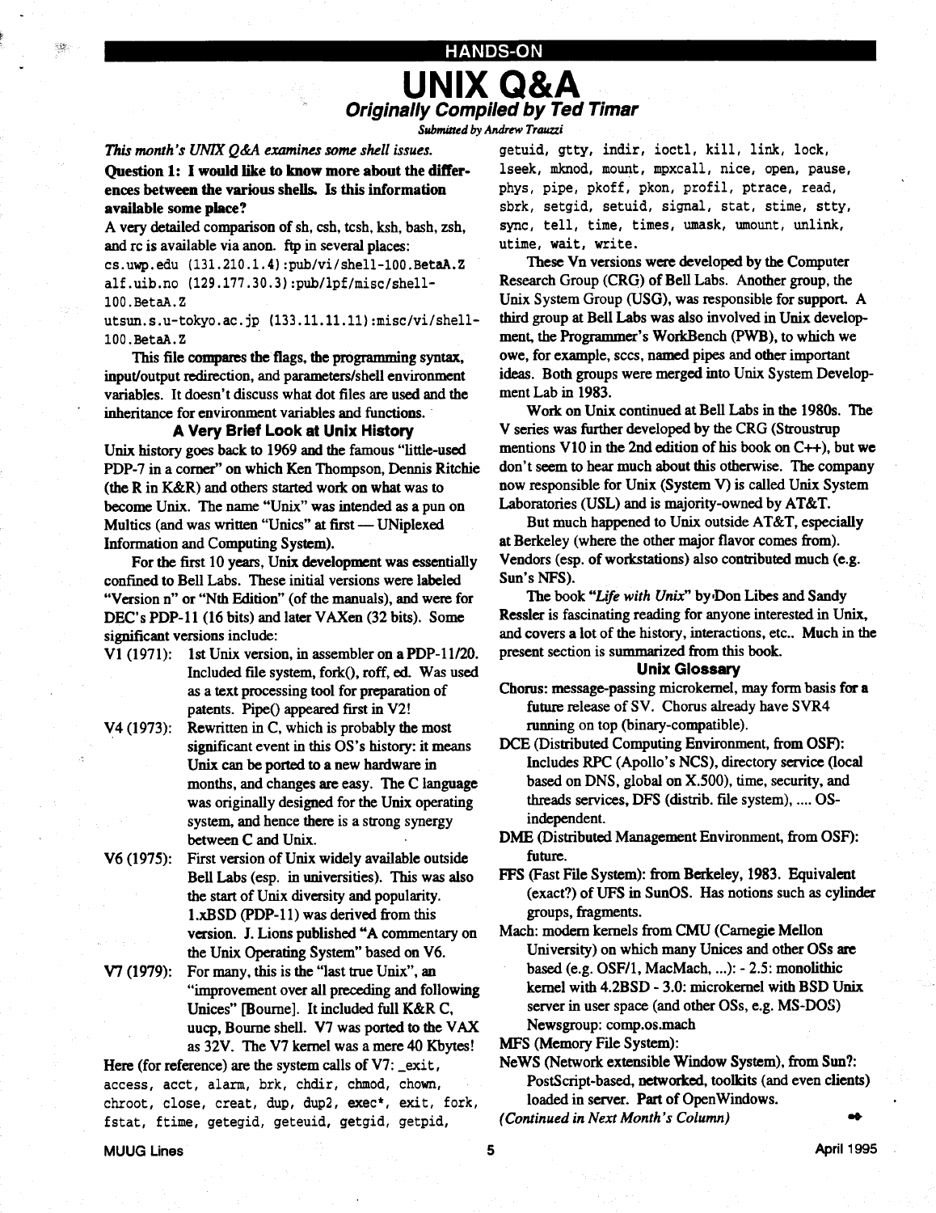HANDS-ON

# UNIX Q&A

## *Originally Compiled by Ted Timar*

*Submitted by Andrew Trauzzi*

*This month's UNIX Q&A examines some shell issues.*

**Question 1: I would like to know more about the differences between the various shells. Is this information available some place?**

A very detailed comparison of sh, csh, tcsh, ksh, bash, zsh, and rc is available via anon. ftp in several places:

```
cs.uwp.edu (131.210.1.4):pub/vi/shell-100.BetaA.Z
alf.uib.no (129.177.30.3):pub/lpf/misc/shell-100.BetaA.Z
utsun.s.u-tokyo.ac.jp (133.11.11.11):misc/vi/shell-100.BetaA.Z
```

This file compares the flags, the programming syntax, input/output redirection, and parameters/shell environment variables. It doesn't discuss what dot files are used and the inheritance for environment variables and functions.

### A Very Brief Look at Unix History

Unix history goes back to 1969 and the famous "little-used PDP-7 in a corner" on which Ken Thompson, Dennis Ritchie (the R in K&R) and others started work on what was to become Unix. The name "Unix" was intended as a pun on Multics (and was written "Unics" at first — UNiplexed Information and Computing System).

For the first 10 years, Unix development was essentially confined to Bell Labs. These initial versions were labeled "Version n" or "Nth Edition" (of the manuals), and were for DEC's PDP-11 (16 bits) and later VAXen (32 bits). Some significant versions include:

- V1 (1971): 1st Unix version, in assembler on a PDP-11/20. Included file system, fork(), roff, ed. Was used as a text processing tool for preparation of patents. Pipe() appeared first in V2!
- V4 (1973): Rewritten in C, which is probably the most significant event in this OS's history: it means Unix can be ported to a new hardware in months, and changes are easy. The C language was originally designed for the Unix operating system, and hence there is a strong synergy between C and Unix.
- V6 (1975): First version of Unix widely available outside Bell Labs (esp. in universities). This was also the start of Unix diversity and popularity. 1.xBSD (PDP-11) was derived from this version. J. Lions published "A commentary on the Unix Operating System" based on V6.
- V7 (1979): For many, this is the "last true Unix", an "improvement over all preceding and following Unices" [Bourne]. It included full K&R C, uucp, Bourne shell. V7 was ported to the VAX as 32V. The V7 kernel was a mere 40 Kbytes!

Here (for reference) are the system calls of V7: `_exit, access, acct, alarm, brk, chdir, chmod, chown, chroot, close, creat, dup, dup2, exec*, exit, fork, fstat, ftime, getegid, geteuid, getgid, getpid, getuid, gtty, indir, ioctl, kill, link, lock, lseek, mknod, mount, mpxcall, nice, open, pause, phys, pipe, pkoff, pkon, profil, ptrace, read, sbrk, setgid, setuid, signal, stat, stime, stty, sync, tell, time, times, umask, umount, unlink, utime, wait, write.`

These Vn versions were developed by the Computer Research Group (CRG) of Bell Labs. Another group, the Unix System Group (USG), was responsible for support. A third group at Bell Labs was also involved in Unix development, the Programmer's WorkBench (PWB), to which we owe, for example, sccs, named pipes and other important ideas. Both groups were merged into Unix System Development Lab in 1983.

Work on Unix continued at Bell Labs in the 1980s. The V series was further developed by the CRG (Stroustrup mentions V10 in the 2nd edition of his book on C++), but we don't seem to hear much about this otherwise. The company now responsible for Unix (System V) is called Unix System Laboratories (USL) and is majority-owned by AT&T.

But much happened to Unix outside AT&T, especially at Berkeley (where the other major flavor comes from). Vendors (esp. of workstations) also contributed much (e.g. Sun's NFS).

The book *"Life with Unix"* by Don Libes and Sandy Ressler is fascinating reading for anyone interested in Unix, and covers a lot of the history, interactions, etc.. Much in the present section is summarized from this book.

### Unix Glossary

- Chorus: message-passing microkernel, may form basis for a future release of SV. Chorus already have SVR4 running on top (binary-compatible).
- DCE (Distributed Computing Environment, from OSF): Includes RPC (Apollo's NCS), directory service (local based on DNS, global on X.500), time, security, and threads services, DFS (distrib. file system), .... OS-independent.
- DME (Distributed Management Environment, from OSF): future.
- FFS (Fast File System): from Berkeley, 1983. Equivalent (exact?) of UFS in SunOS. Has notions such as cylinder groups, fragments.
- Mach: modern kernels from CMU (Carnegie Mellon University) on which many Unices and other OSs are based (e.g. OSF/1, MacMach, ...): - 2.5: monolithic kernel with 4.2BSD - 3.0: microkernel with BSD Unix server in user space (and other OSs, e.g. MS-DOS) Newsgroup: comp.os.mach
- MFS (Memory File System):
- NeWS (Network extensible Window System), from Sun?: PostScript-based, networked, toolkits (and even clients) loaded in server. Part of OpenWindows.

*(Continued in Next Month's Column)*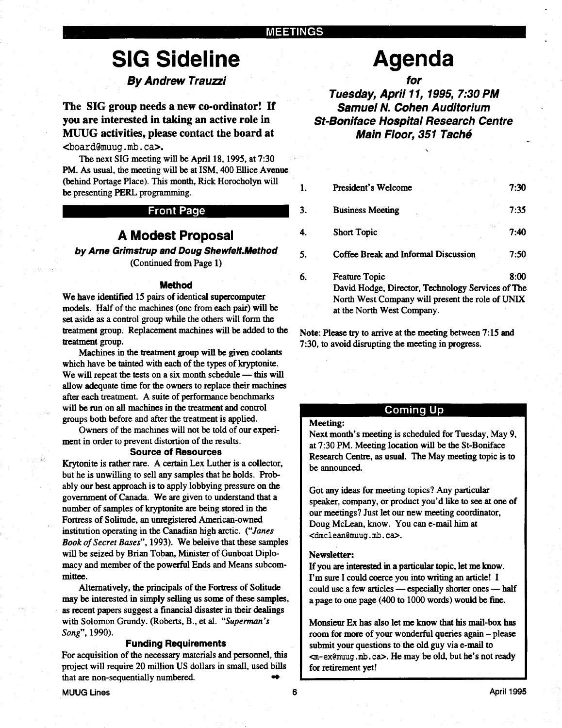MEETINGS

# SIG Sideline

***By Andrew Trauzzi***

**The SIG group needs a new co-ordinator! If you are interested in taking an active role in MUUG activities, please contact the board at <board@muug.mb.ca>.**

The next SIG meeting will be April 18, 1995, at 7:30 PM. As usual, the meeting will be at ISM, 400 Ellice Avenue (behind Portage Place). This month, Rick Horocholyn will be presenting PERL programming.

Front Page

## A Modest Proposal

***by Arne Grimstrup and Doug Shewfelt.Method***

(Continued from Page 1)

### Method

We have identified 15 pairs of identical supercomputer models. Half of the machines (one from each pair) will be set aside as a control group while the others will form the treatment group. Replacement machines will be added to the treatment group.

Machines in the treatment group will be given coolants which have be tainted with each of the types of kryptonite. We will repeat the tests on a six month schedule — this will allow adequate time for the owners to replace their machines after each treatment. A suite of performance benchmarks will be run on all machines in the treatment and control groups both before and after the treatment is applied.

Owners of the machines will not be told of our experiment in order to prevent distortion of the results.

### Source of Resources

Krytonite is rather rare. A certain Lex Luther is a collector, but he is unwilling to sell any samples that he holds. Probably our best approach is to apply lobbying pressure on the government of Canada. We are given to understand that a number of samples of kryptonite are being stored in the Fortress of Solitude, an unregistered American-owned institution operating in the Canadian high arctic. (*"Janes Book of Secret Bases"*, 1993). We beleive that these samples will be seized by Brian Toban, Minister of Gunboat Diplomacy and member of the powerful Ends and Means subcommittee.

Alternatively, the principals of the Fortress of Solitude may be interested in simply selling us some of these samples, as recent papers suggest a financial disaster in their dealings with Solomon Grundy. (Roberts, B., et al. *"Superman's Song"*, 1990).

### Funding Requirements

For acquisition of the necessary materials and personnel, this project will require 20 million US dollars in small, used bills that are non-sequentially numbered. ➡

# Agenda

***for***

***Tuesday, April 11, 1995, 7:30 PM***
***Samuel N. Cohen Auditorium***
***St-Boniface Hospital Research Centre***
***Main Floor, 351 Taché***

| | | |
|---|---|---|
| 1. | President's Welcome | 7:30 |
| 3. | Business Meeting | 7:35 |
| 4. | Short Topic | 7:40 |
| 5. | Coffee Break and Informal Discussion | 7:50 |
| 6. | Feature Topic<br>David Hodge, Director, Technology Services of The North West Company will present the role of UNIX at the North West Company. | 8:00 |

**Note:** Please try to arrive at the meeting between 7:15 and 7:30, to avoid disrupting the meeting in progress.

## Coming Up

**Meeting:**

Next month's meeting is scheduled for Tuesday, May 9, at 7:30 PM. Meeting location will be the St-Boniface Research Centre, as usual. The May meeting topic is to be announced.

Got any ideas for meeting topics? Any particular speaker, company, or product you'd like to see at one of our meetings? Just let our new meeting coordinator, Doug McLean, know. You can e-mail him at <dmclean@muug.mb.ca>.

**Newsletter:**

If you are interested in a particular topic, let me know. I'm sure I could coerce you into writing an article! I could use a few articles — especially shorter ones — half a page to one page (400 to 1000 words) would be fine.

Monsieur Ex has also let me know that his mail-box has room for more of your wonderful queries again – please submit your questions to the old guy via e-mail to <m-ex@muug.mb.ca>. He may be old, but he's not ready for retirement yet!